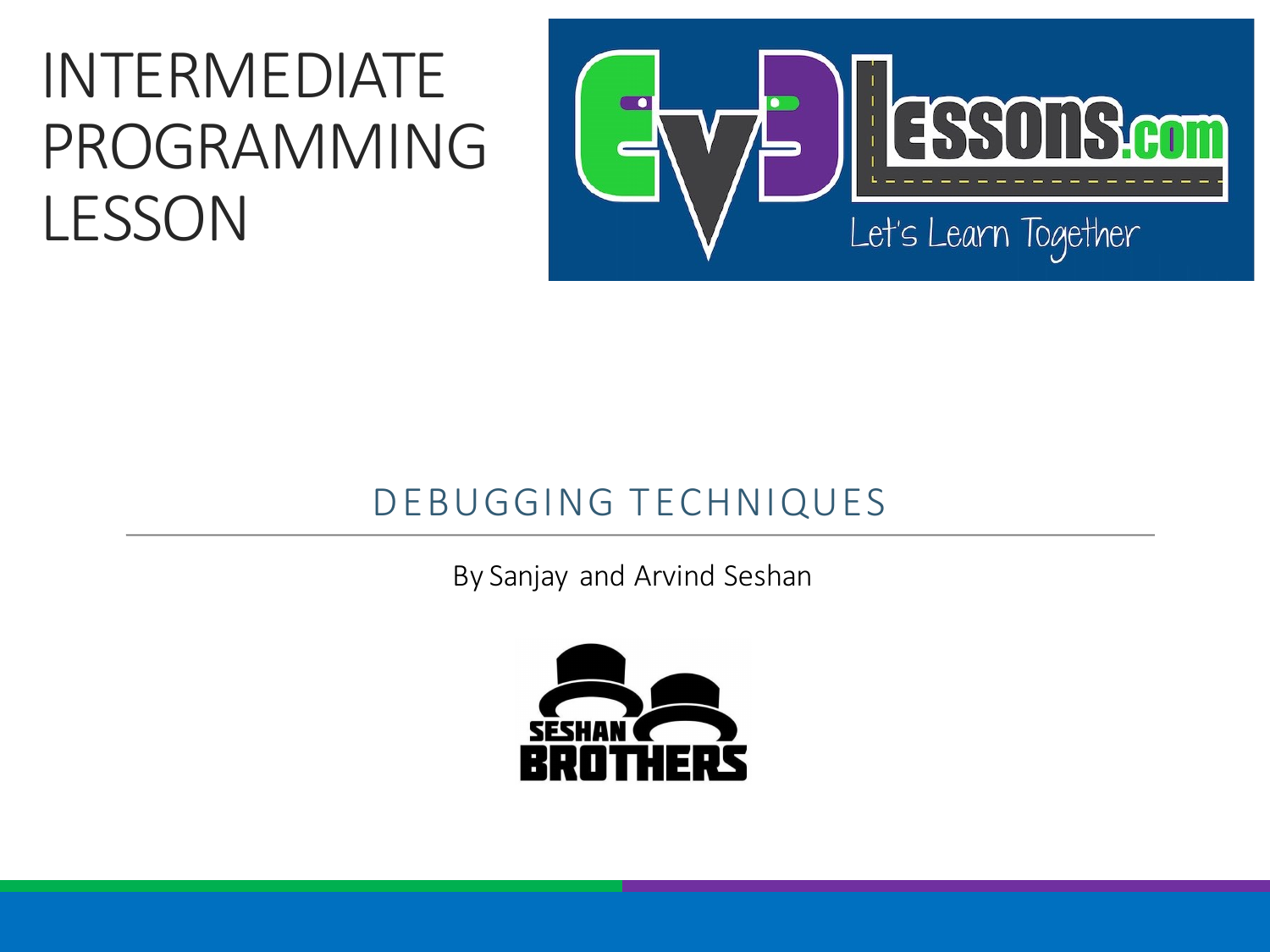# INTERMEDIATE PROGRAMMING LESSON

## DEBUGGING TECHNIQUES

By Sanjay and Arvind Seshan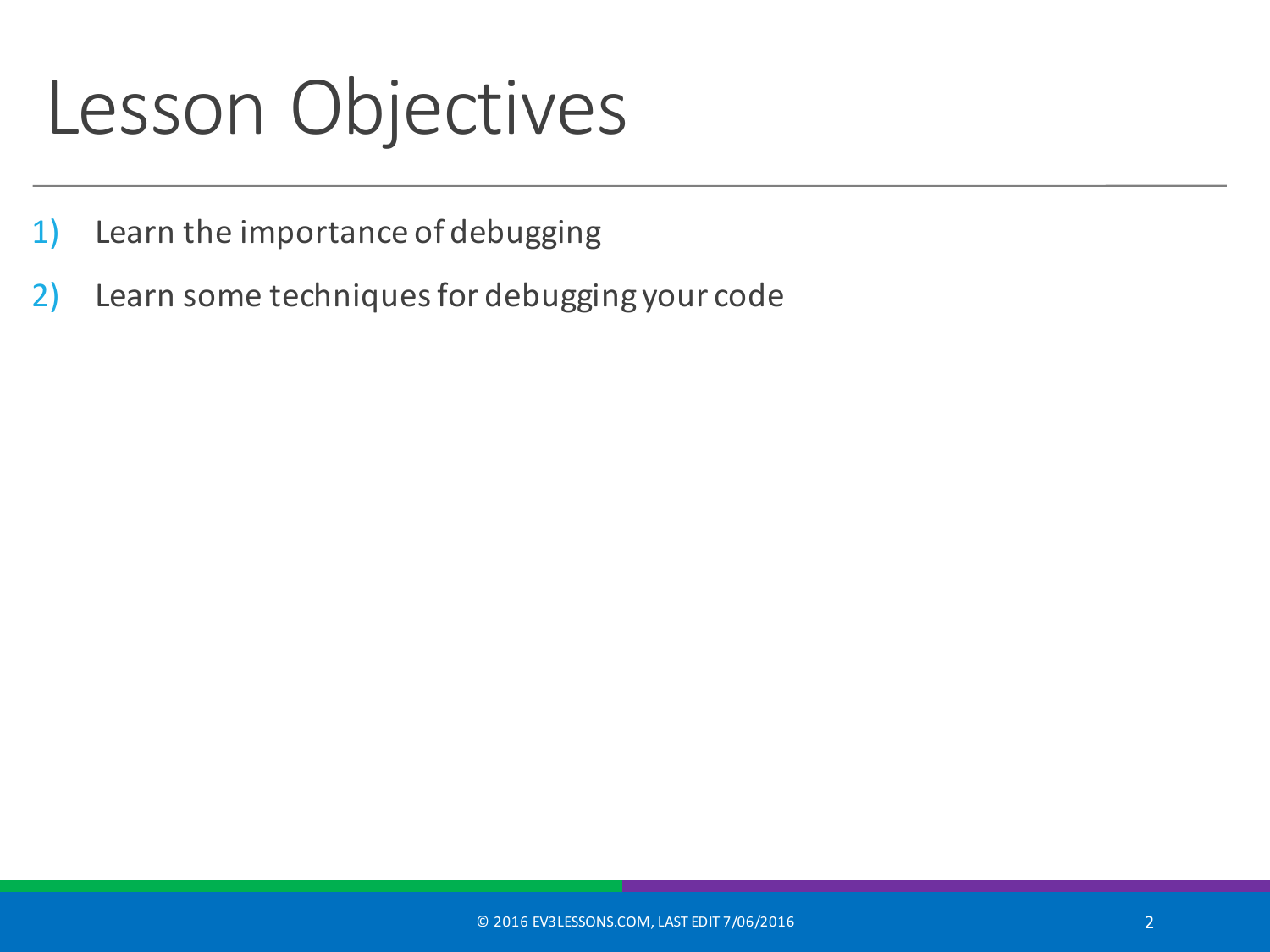# Lesson Objectives

1) Learn the importance of debugging
2) Learn some techniques for debugging your code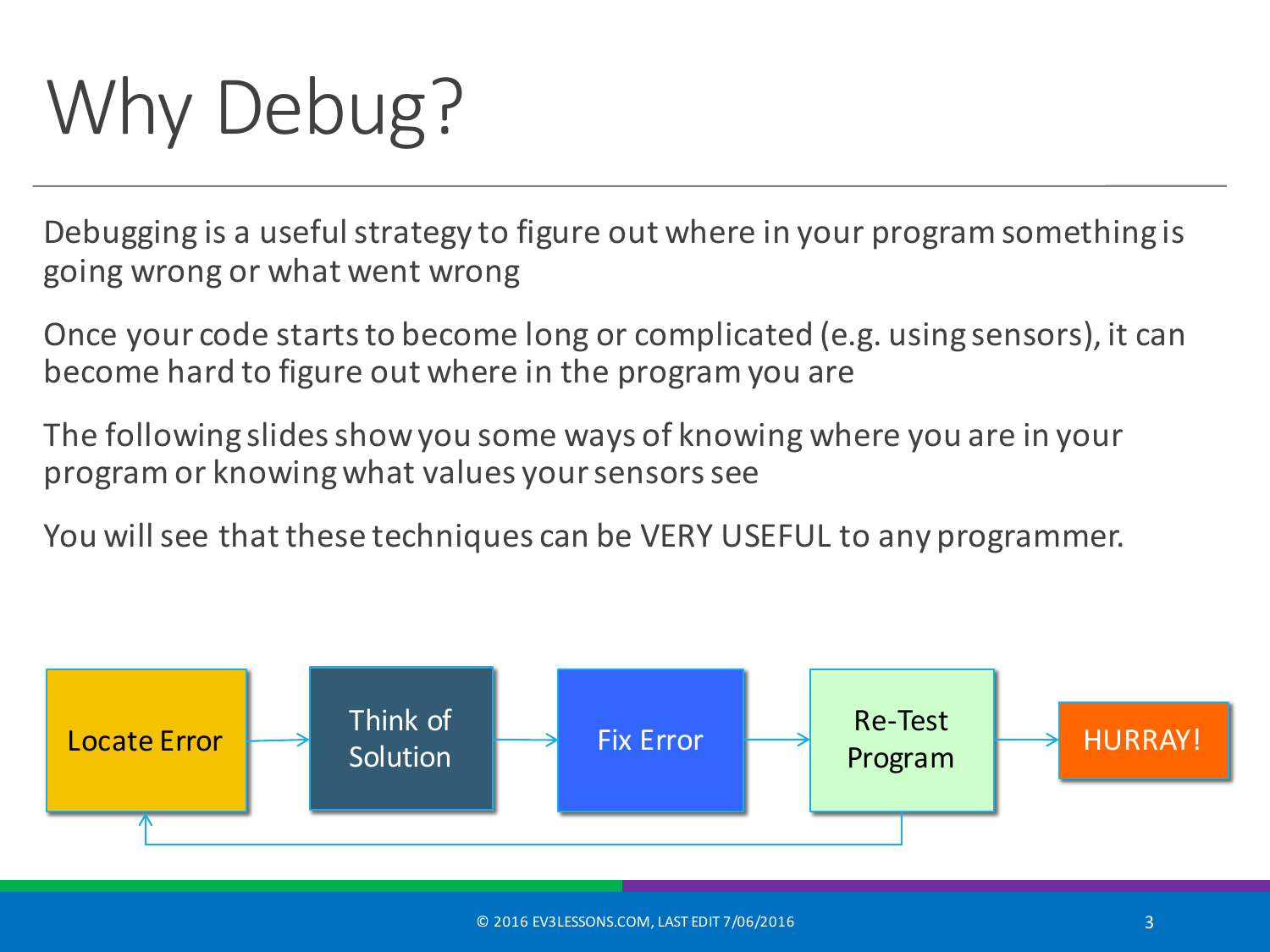# Why Debug?

Debugging is a useful strategy to figure out where in your program something is going wrong or what went wrong

Once your code starts to become long or complicated (e.g. using sensors), it can become hard to figure out where in the program you are

The following slides show you some ways of knowing where you are in your program or knowing what values your sensors see

You will see that these techniques can be VERY USEFUL to any programmer.

Locate Error → Think of Solution → Fix Error → Re-Test Program → HURRAY!

(Re-Test Program → Locate Error)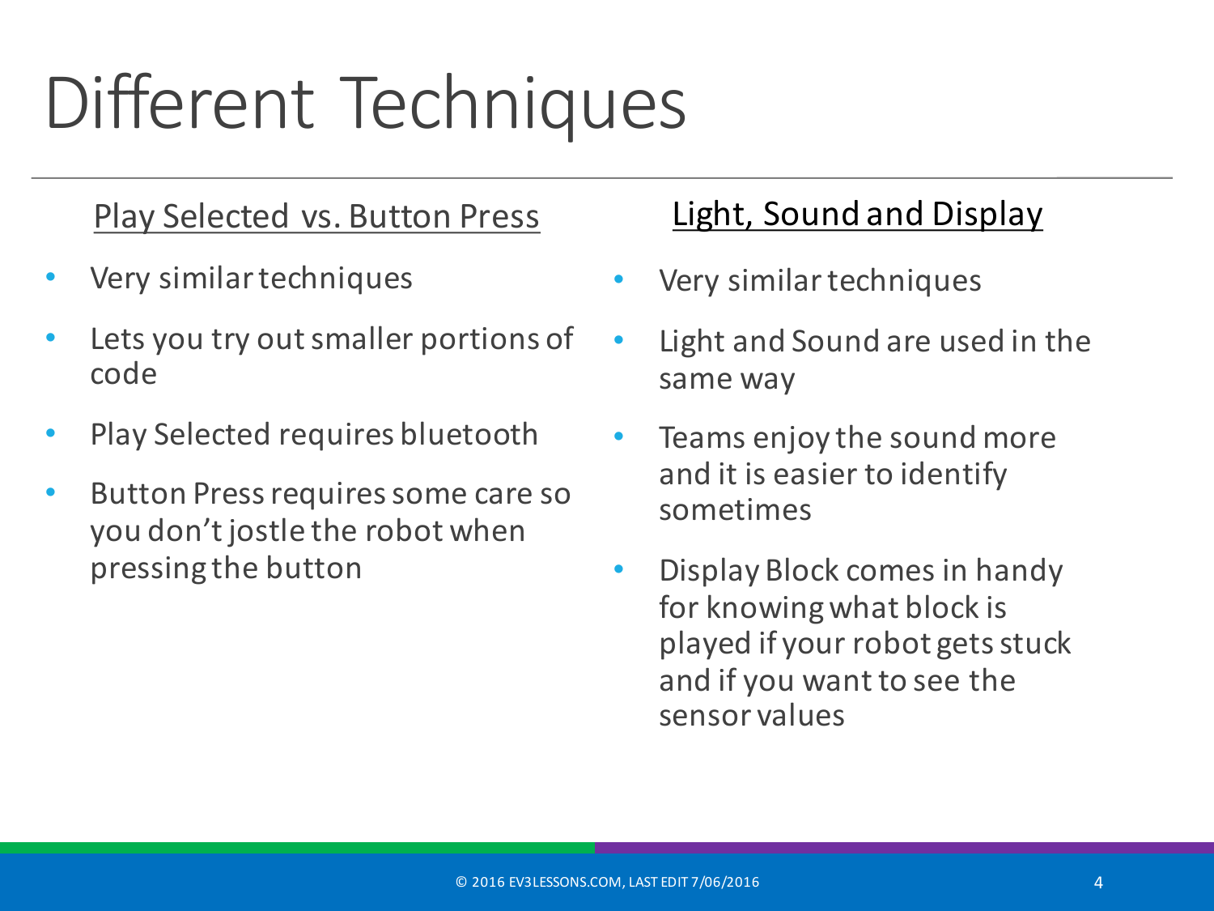# Different Techniques

## Play Selected vs. Button Press

- Very similar techniques
- Lets you try out smaller portions of code
- Play Selected requires bluetooth
- Button Press requires some care so you don't jostle the robot when pressing the button

## Light, Sound and Display

- Very similar techniques
- Light and Sound are used in the same way
- Teams enjoy the sound more and it is easier to identify sometimes
- Display Block comes in handy for knowing what block is played if your robot gets stuck and if you want to see the sensor values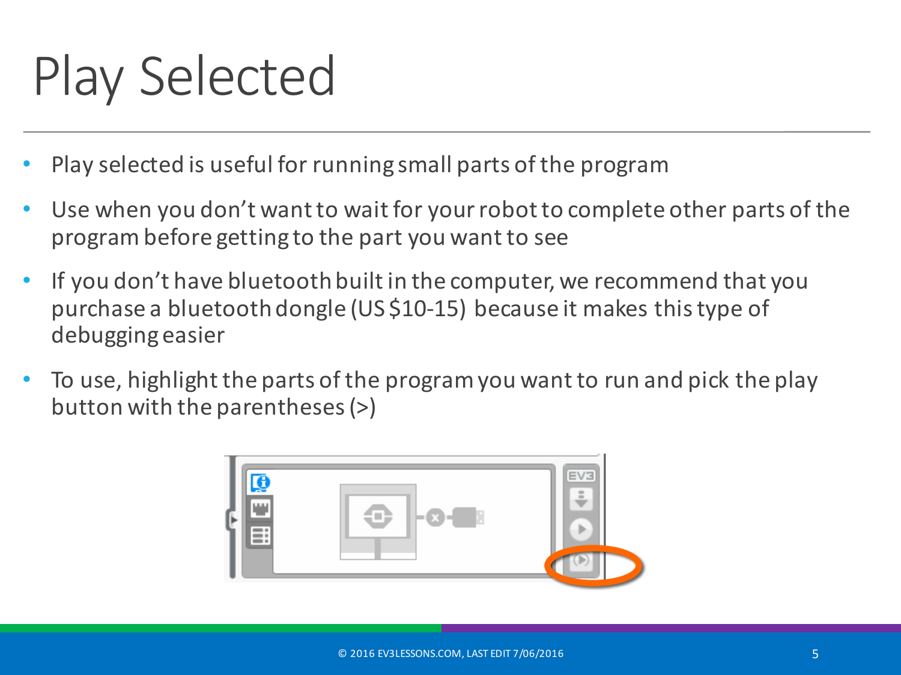# Play Selected

- Play selected is useful for running small parts of the program
- Use when you don't want to wait for your robot to complete other parts of the program before getting to the part you want to see
- If you don't have bluetooth built in the computer, we recommend that you purchase a bluetooth dongle (US $10-15) because it makes this type of debugging easier
- To use, highlight the parts of the program you want to run and pick the play button with the parentheses (>)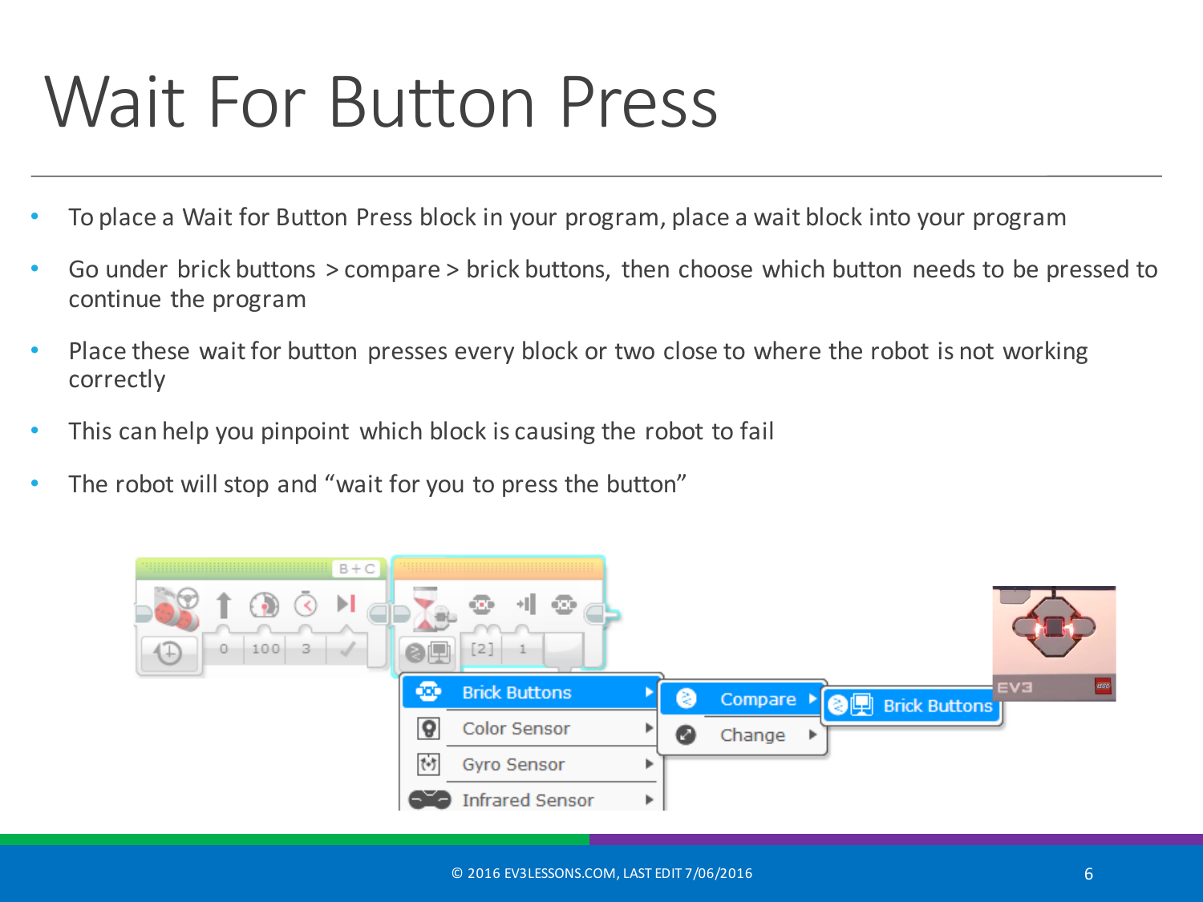# Wait For Button Press

- To place a Wait for Button Press block in your program, place a wait block into your program
- Go under brick buttons > compare > brick buttons, then choose which button needs to be pressed to continue the program
- Place these wait for button presses every block or two close to where the robot is not working correctly
- This can help you pinpoint which block is causing the robot to fail
- The robot will stop and "wait for you to press the button"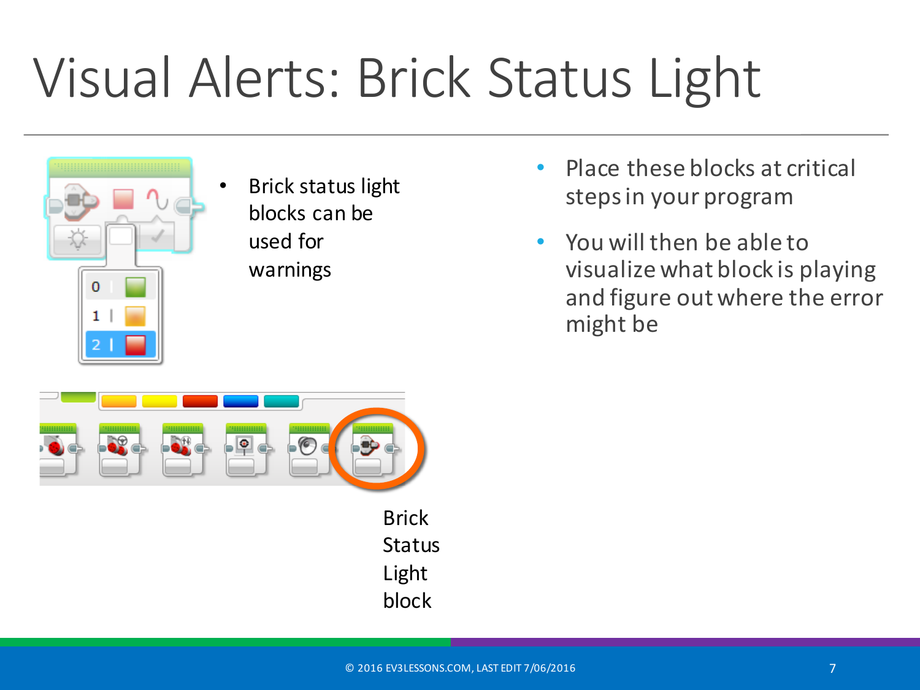# Visual Alerts: Brick Status Light

- Brick status light blocks can be used for warnings

- Place these blocks at critical steps in your program
- You will then be able to visualize what block is playing and figure out where the error might be

Brick Status Light block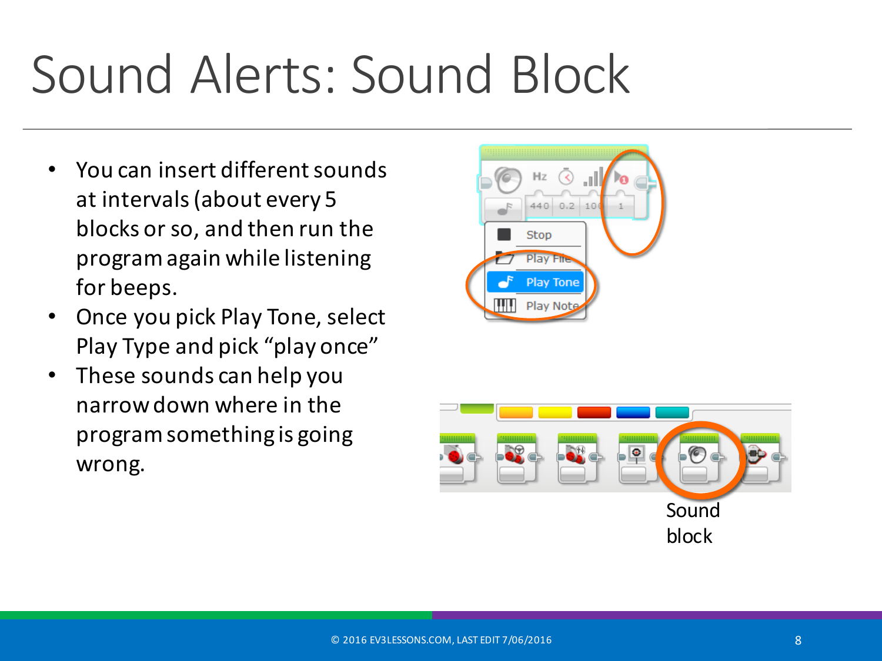# Sound Alerts: Sound Block

- You can insert different sounds at intervals (about every 5 blocks or so, and then run the program again while listening for beeps.
- Once you pick Play Tone, select Play Type and pick "play once"
- These sounds can help you narrow down where in the program something is going wrong.

Sound block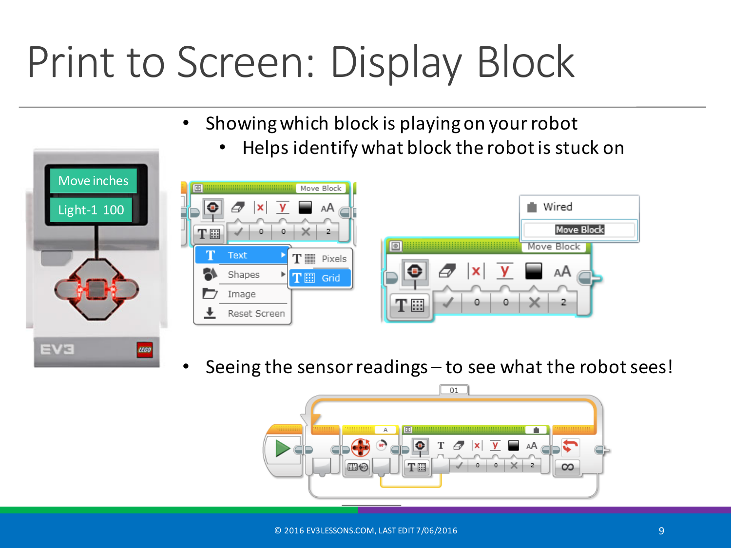# Print to Screen: Display Block

- Showing which block is playing on your robot
  - Helps identify what block the robot is stuck on
- Seeing the sensor readings – to see what the robot sees!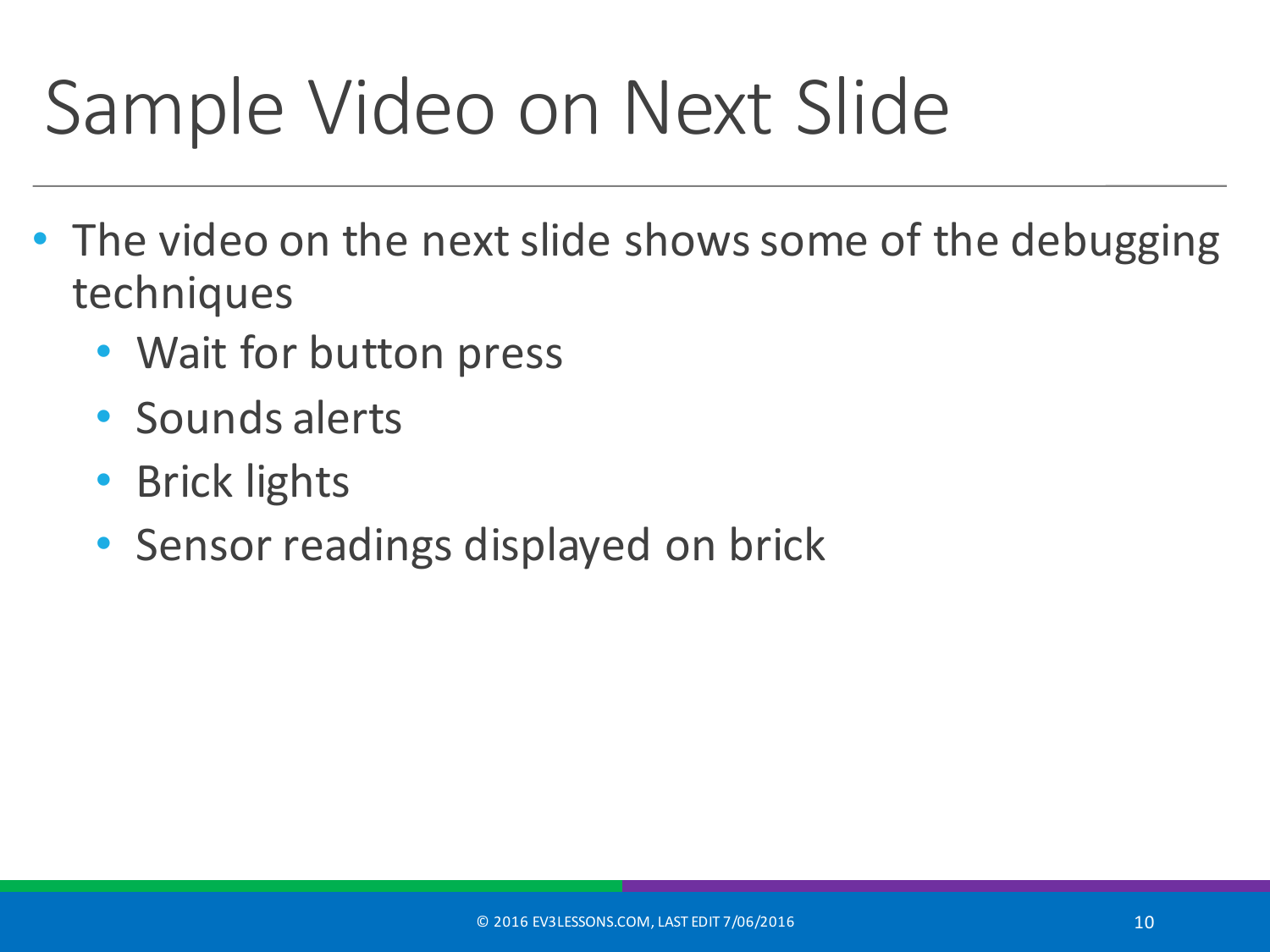# Sample Video on Next Slide

- The video on the next slide shows some of the debugging techniques
  - Wait for button press
  - Sounds alerts
  - Brick lights
  - Sensor readings displayed on brick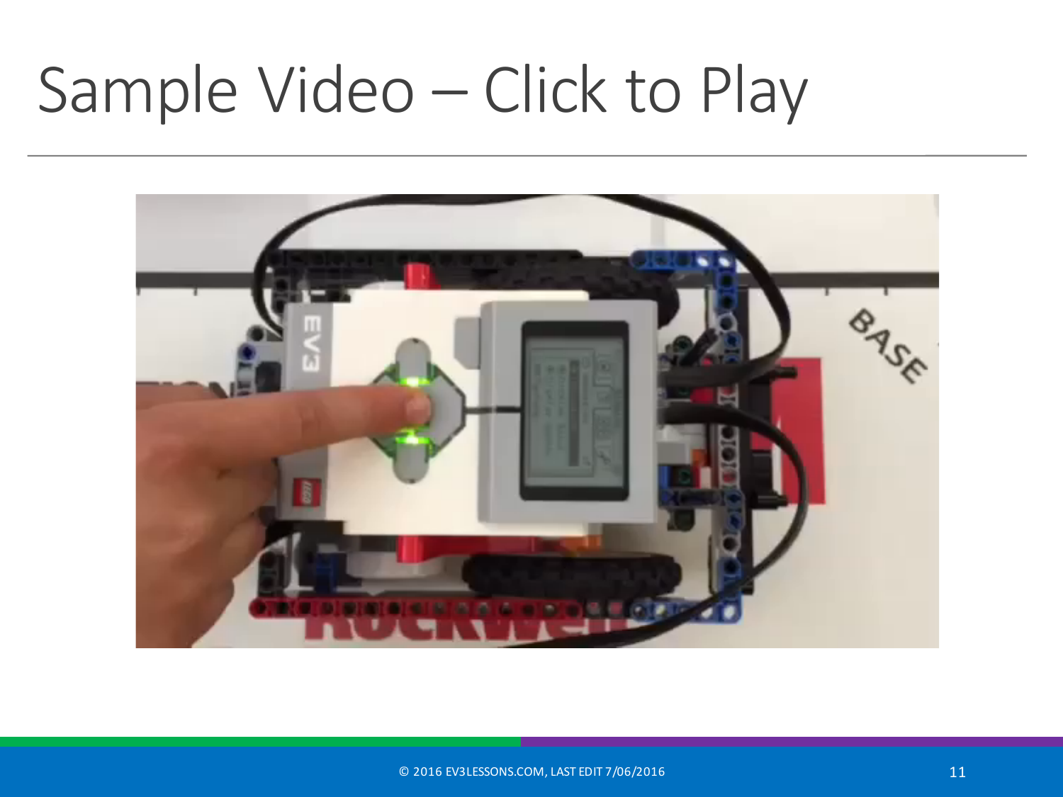# Sample Video – Click to Play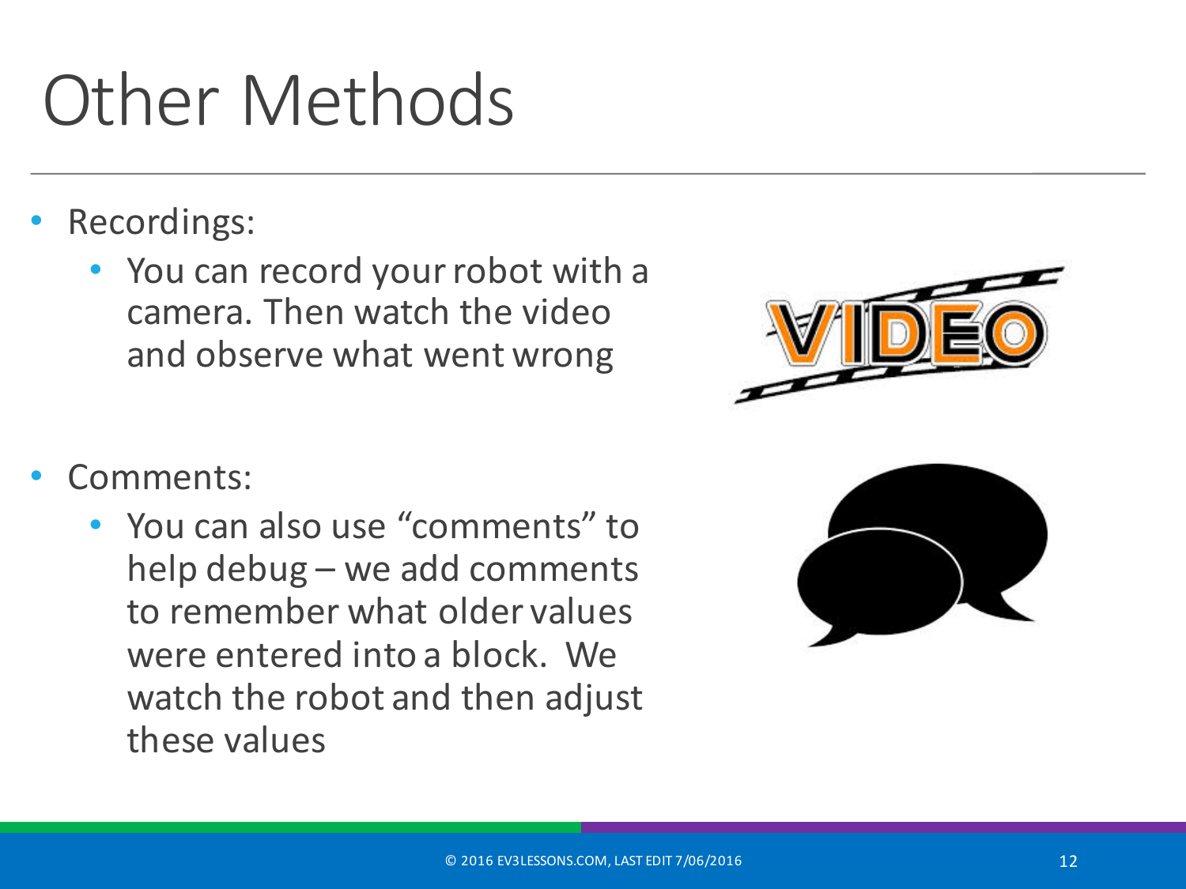# Other Methods

- Recordings:
  - You can record your robot with a camera. Then watch the video and observe what went wrong

- Comments:
  - You can also use “comments” to help debug – we add comments to remember what older values were entered into a block. We watch the robot and then adjust these values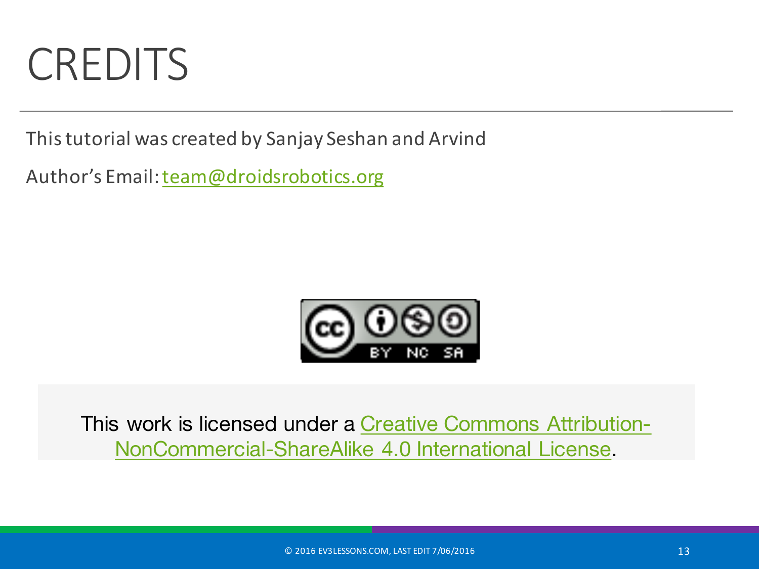# CREDITS

This tutorial was created by Sanjay Seshan and Arvind

Author's Email: team@droidsrobotics.org

This work is licensed under a Creative Commons Attribution-NonCommercial-ShareAlike 4.0 International License.